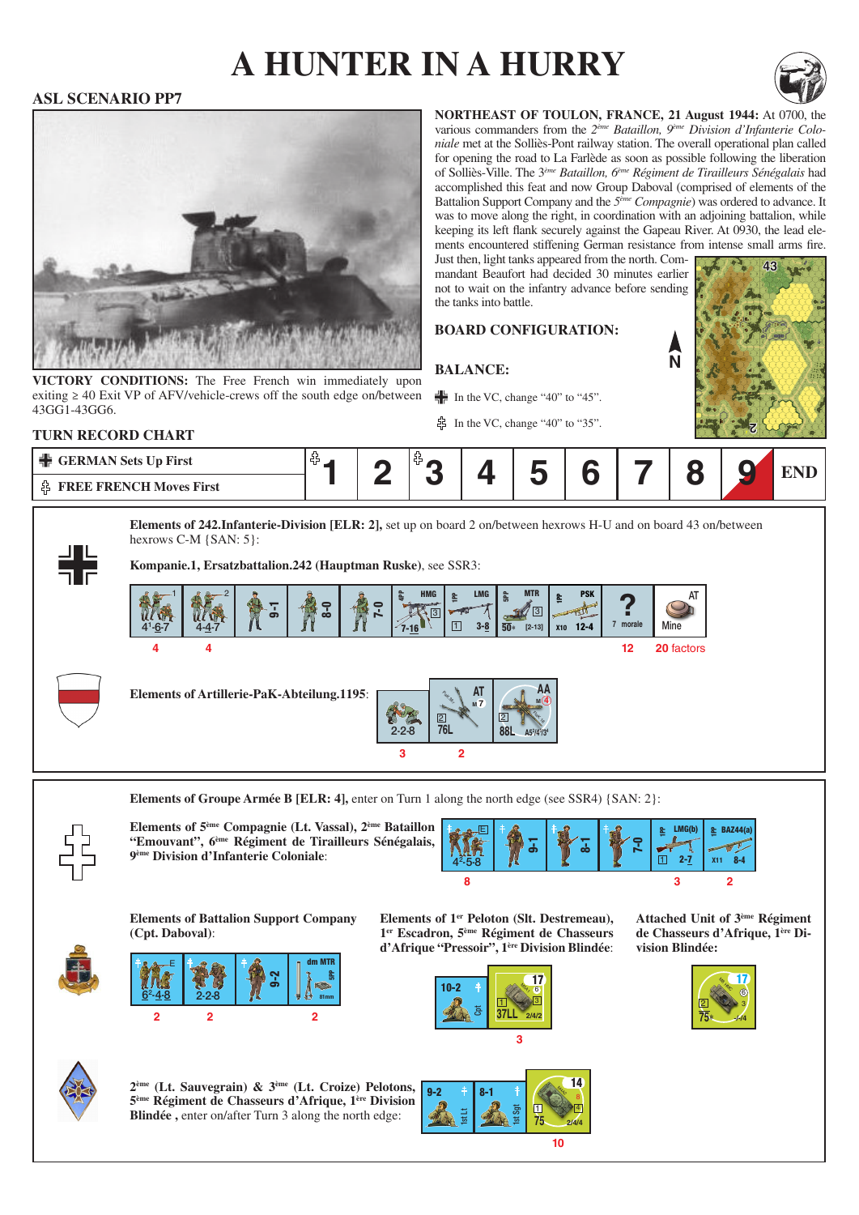# A HUNTER IN A HURRY

## ASL SCENARIO PP7

**NORTHEAST OF TOULON, FRANCE, 21 August 1944:** At 0700, the various commanders from the 2[ème] *Bataillon, 9*[ème] *Division d'Infanterie Coloniale* met at the Solliès-Pont railway station. The overall operational plan called for opening the road to La Farlède as soon as possible following the liberation of Solliès-Ville. The 3[ème] *Bataillon, 6*[ème] *Régiment de Tirailleurs Sénégalais* had accomplished this feat and now Group Daboval (comprised of elements of the Battalion Support Company and the 5[ème] *Compagnie*) was ordered to advance. It was to move along the right, in coordination with an adjoining battalion, while keeping its left flank securely against the Gapeau River. At 0930, the lead elements encountered stiffening German resistance from intense small arms fire. Just then, light tanks appeared from the north. Commandant Beaufort had decided 30 minutes earlier not to wait on the infantry advance before sending the tanks into battle.

**VICTORY CONDITIONS:** The Free French win immediately upon exiting ≥ 40 Exit VP of AFV/vehicle-crews off the south edge on/between 43GG1-43GG6.

**BOARD CONFIGURATION:**

**BALANCE:**

- German: In the VC, change "40" to "45".
- Free French: In the VC, change "40" to "35".

**TURN RECORD CHART**

| | 1 | 2 | 3 | 4 | 5 | 6 | 7 | 8 | 9 | END |
|---|---|---|---|---|---|---|---|---|---|---|
| GERMAN Sets Up First / FREE FRENCH Moves First | | | | | | | | | | |

**Elements of 242.Infanterie-Division [ELR: 2],** set up on board 2 on/between hexrows H-U and on board 43 on/between hexrows C-M {SAN: 5}:

**Kompanie.1, Ersatzbattalion.242 (Hauptman Ruske)**, see SSR3:

| 4-6-7 | 4-4-7 | 9-1 | 8-0 | 7-0 | HMG 7-16 | LMG 3-8 | MTR 50* | PSK 12-4 | ? 7 morale | AT Mine |
|---|---|---|---|---|---|---|---|---|---|---|
| 4 | 4 | | | | | | | | 12 | 20 factors |

**Elements of Artillerie-PaK-Abteilung.1195**:

| 2-2-8 | AT 76L | AA 88L |
|---|---|---|
| 3 | 2 | |

**Elements of Groupe Armée B [ELR: 4],** enter on Turn 1 along the north edge (see SSR4) {SAN: 2}:

**Elements of 5[ème] Compagnie (Lt. Vassal), 2[ème] Bataillon "Emouvant", 6[ème] Régiment de Tirailleurs Sénégalais, 9[ème] Division d'Infanterie Coloniale**:

| 4-5-8 | 9-1 | 8-1 | 7-0 | LMG(b) 2-7 | BAZ44(a) 8-4 |
|---|---|---|---|---|---|
| 8 | | | | 3 | 2 |

**Elements of Battalion Support Company (Cpt. Daboval)**:

| 6-4-8 | 2-2-8 | 9-2 | dm MTR 81mm |
|---|---|---|---|
| 2 | 2 | | 2 |

**Elements of 1[er] Peloton (Slt. Destremeau), 1[er] Escadron, 5[ème] Régiment de Chasseurs d'Afrique "Pressoir", 1[ère] Division Blindée**:

| 10-2 | 37LL |
|---|---|
| | 3 |

**Attached Unit of 3[ème] Régiment de Chasseurs d'Afrique, 1[ère] Division Blindée:**

| 75* |
|---|
| |

**2[ème] (Lt. Sauvegrain) & 3[ème] (Lt. Croize) Pelotons, 5[ème] Régiment de Chasseurs d'Afrique, 1[ère] Division Blindée**, enter on/after Turn 3 along the north edge:

| 9-2 | 8-1 | 75 |
|---|---|---|
| | | 10 |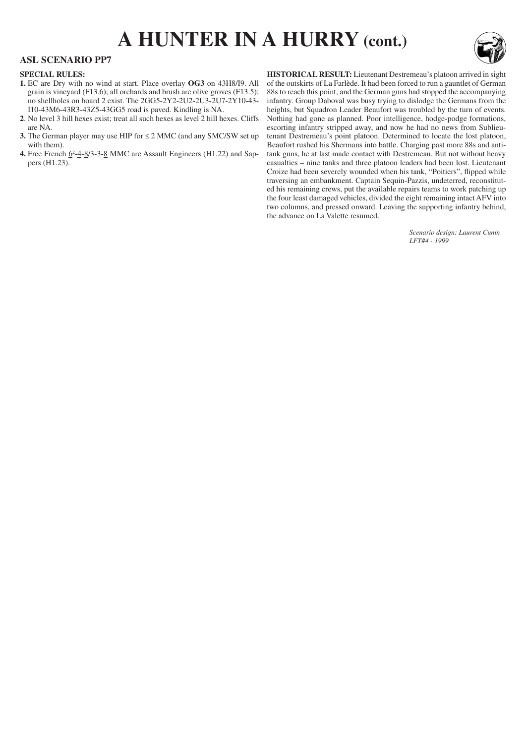# A HUNTER IN A HURRY (cont.)

## ASL SCENARIO PP7

**SPECIAL RULES:**

**1.** EC are Dry with no wind at start. Place overlay **OG3** on 43H8/I9. All grain is vineyard (F13.6); all orchards and brush are olive groves (F13.5); no shellholes on board 2 exist. The 2GG5-2Y2-2U2-2U3-2U7-2Y10-43-I10-43M6-43R3-43Z5-43GG5 road is paved. Kindling is NA.

**2**. No level 3 hill hexes exist; treat all such hexes as level 2 hill hexes. Cliffs are NA.

**3.** The German player may use HIP for ≤ 2 MMC (and any SMC/SW set up with them).

**4.** Free French 6²-4-8/3-3-8 MMC are Assault Engineers (H1.22) and Sappers (H1.23).

**HISTORICAL RESULT:** Lieutenant Destremeau's platoon arrived in sight of the outskirts of La Farlède. It had been forced to run a gauntlet of German 88s to reach this point, and the German guns had stopped the accompanying infantry. Group Daboval was busy trying to dislodge the Germans from the heights, but Squadron Leader Beaufort was troubled by the turn of events. Nothing had gone as planned. Poor intelligence, hodge-podge formations, escorting infantry stripped away, and now he had no news from Sublieutenant Destremeau's point platoon. Determined to locate the lost platoon, Beaufort rushed his Shermans into battle. Charging past more 88s and anti-tank guns, he at last made contact with Destremeau. But not without heavy casualties – nine tanks and three platoon leaders had been lost. Lieutenant Croize had been severely wounded when his tank, "Poitiers", flipped while traversing an embankment. Captain Sequin-Pazzis, undeterred, reconstituted his remaining crews, put the available repairs teams to work patching up the four least damaged vehicles, divided the eight remaining intact AFV into two columns, and pressed onward. Leaving the supporting infantry behind, the advance on La Valette resumed.

*Scenario design: Laurent Cunin*
*LFT#4 - 1999*